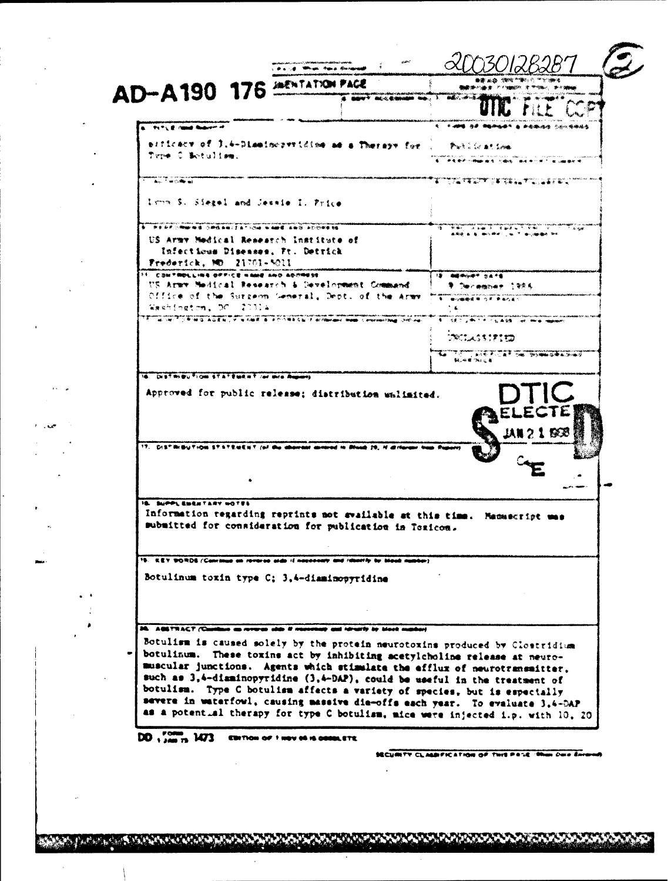20030128287

AD-A190 176 REPORT DOCUMENTATION PAGE

DTIC FILE COPY

4. TITLE (and Subtitle)

Efficacy of 3,4-Diaminopyridine as a Therapy for Type C Botulism.

5. TYPE OF REPORT & PERIOD COVERED

Publication

7. AUTHOR(s)

Lynn S. Siegel and Jessie I. Price

9. PERFORMING ORGANIZATION NAME AND ADDRESS

US Army Medical Research Institute of Infectious Diseases, Ft. Detrick
Frederick, MD 21701-5011

11. CONTROLLING OFFICE NAME AND ADDRESS

US Army Medical Research & Development Command
Office of the Surgeon General, Dept. of the Army
Washington, DC 20314

12. REPORT DATE

9 December 1986

15. SECURITY CLASS. (of this report)

UNCLASSIFIED

16. DISTRIBUTION STATEMENT (of this Report)

Approved for public release; distribution unlimited.

DTIC ELECTE JAN 21 1988

17. DISTRIBUTION STATEMENT (of the abstract entered in Block 20, if different from Report)

18. SUPPLEMENTARY NOTES

Information regarding reprints not available at this time. Manuscript was submitted for consideration for publication in Toxicon.

19. KEY WORDS (Continue on reverse side if necessary and identify by block number)

Botulinum toxin type C; 3,4-diaminopyridine

20. ABSTRACT (Continue on reverse side if necessary and identify by block number)

Botulism is caused solely by the protein neurotoxins produced by Clostridium botulinum. These toxins act by inhibiting acetylcholine release at neuromuscular junctions. Agents which stimulate the efflux of neurotransmitter, such as 3,4-diaminopyridine (3,4-DAP), could be useful in the treatment of botulism. Type C botulism affects a variety of species, but is especially severe in waterfowl, causing massive die-offs each year. To evaluate 3,4-DAP as a potential therapy for type C botulism, mice were injected i.p. with 10, 20

DD FORM 1473 EDITION OF 1 NOV 65 IS OBSOLETE

SECURITY CLASSIFICATION OF THIS PAGE (When Data Entered)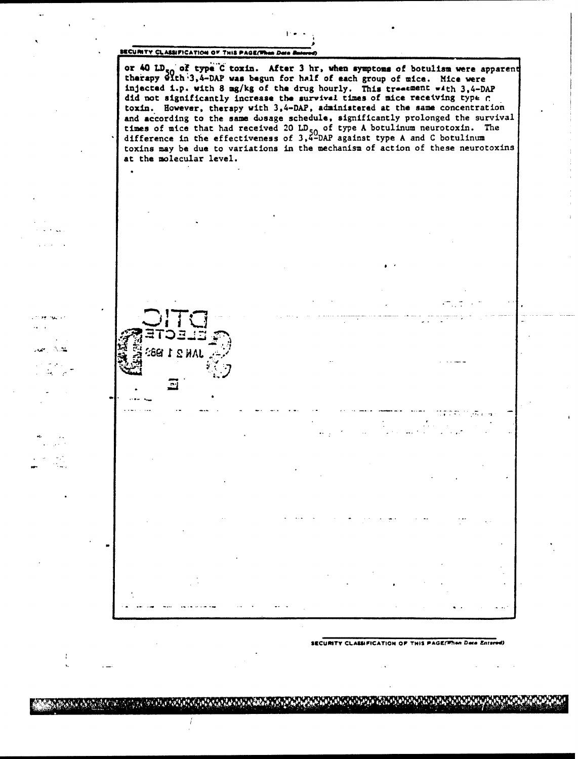SECURITY CLASSIFICATION OF THIS PAGE(When Data Entered)

or 40 $LD_{50}$ of type C toxin. After 3 hr, when symptoms of botulism were apparent therapy with 3,4-DAP was begun for half of each group of mice. Mice were injected i.p. with 8 mg/kg of the drug hourly. This treatment with 3,4-DAP did not significantly increase the survival times of mice receiving type C toxin. However, therapy with 3,4-DAP, administered at the same concentration and according to the same dosage schedule, significantly prolonged the survival times of mice that had received 20 $LD_{50}$ of type A botulinum neurotoxin. The difference in the effectiveness of 3,4-DAP against type A and C botulinum toxins may be due to variations in the mechanism of action of these neurotoxins at the molecular level.

DTIC ELECTE JAN 2 1 1983

E

SECURITY CLASSIFICATION OF THIS PAGE(When Data Entered)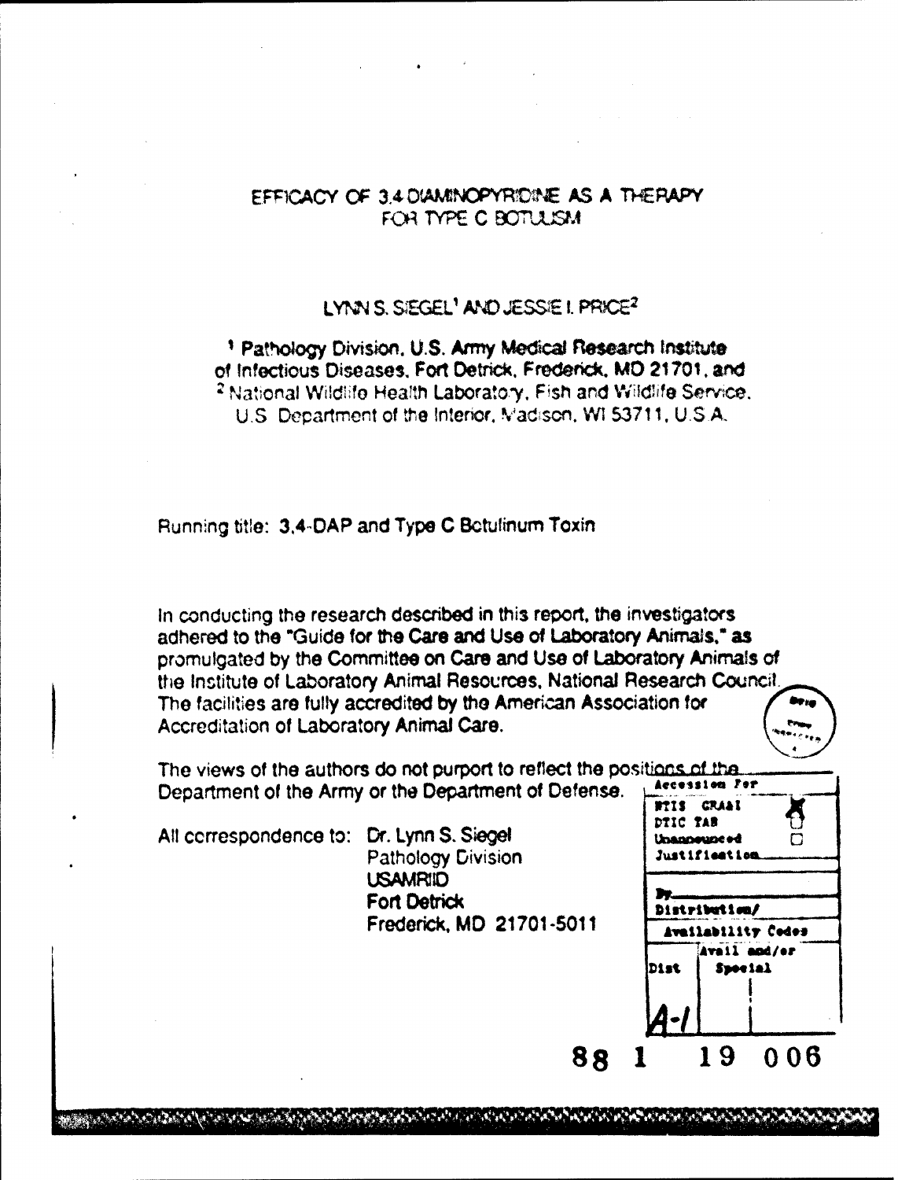# EFFICACY OF 3,4 DIAMINOPYRIDINE AS A THERAPY FOR TYPE C BOTULISM

LYNN S. SIEGEL[1] AND JESSIE I. PRICE[2]

[1] Pathology Division, U.S. Army Medical Research Institute of Infectious Diseases, Fort Detrick, Frederick, MD 21701, and
[2] National Wildlife Health Laboratory, Fish and Wildlife Service, U.S. Department of the Interior, Madison, WI 53711, U.S.A.

Running title: 3,4-DAP and Type C Botulinum Toxin

In conducting the research described in this report, the investigators adhered to the "Guide for the Care and Use of Laboratory Animals," as promulgated by the Committee on Care and Use of Laboratory Animals of the Institute of Laboratory Animal Resources, National Research Council. The facilities are fully accredited by the American Association for Accreditation of Laboratory Animal Care.

The views of the authors do not purport to reflect the positions of the Department of the Army or the Department of Defense.

All correspondence to: Dr. Lynn S. Siegel
Pathology Division
USAMRIID
Fort Detrick
Frederick, MD 21701-5011

| Accession For | |
|---|---|
| NTIS GRA&I | X |
| DTIC TAB | ☐ |
| Unannounced | ☐ |
| Justification | |
| By | |
| Distribution/ | |
| Availability Codes | |
| Dist | Avail and/or Special |
| A-1 | |

88 1 19 006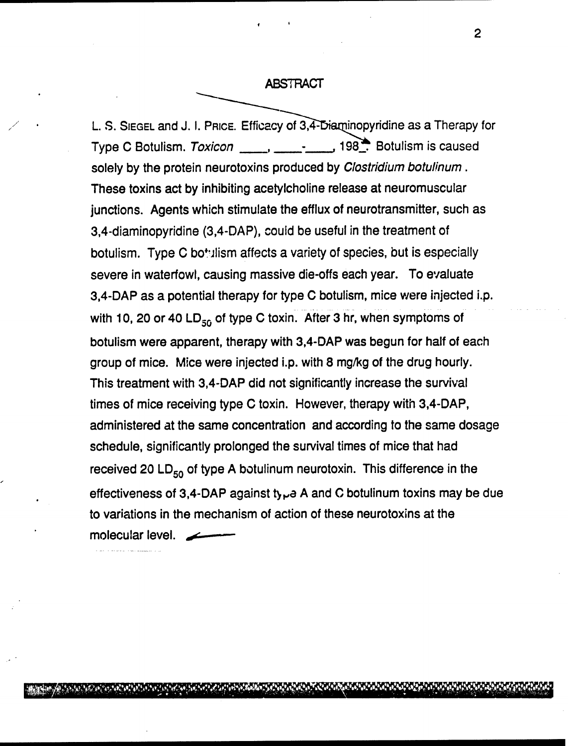## ABSTRACT

L. S. SIEGEL and J. I. PRICE. Efficacy of 3,4-Diaminopyridine as a Therapy for Type C Botulism. *Toxicon* ____, ____-____, 198_. Botulism is caused solely by the protein neurotoxins produced by *Clostridium botulinum*. These toxins act by inhibiting acetylcholine release at neuromuscular junctions. Agents which stimulate the efflux of neurotransmitter, such as 3,4-diaminopyridine (3,4-DAP), could be useful in the treatment of botulism. Type C botulism affects a variety of species, but is especially severe in waterfowl, causing massive die-offs each year. To evaluate 3,4-DAP as a potential therapy for type C botulism, mice were injected i.p. with 10, 20 or 40 $LD_{50}$ of type C toxin. After 3 hr, when symptoms of botulism were apparent, therapy with 3,4-DAP was begun for half of each group of mice. Mice were injected i.p. with 8 mg/kg of the drug hourly. This treatment with 3,4-DAP did not significantly increase the survival times of mice receiving type C toxin. However, therapy with 3,4-DAP, administered at the same concentration and according to the same dosage schedule, significantly prolonged the survival times of mice that had received 20 $LD_{50}$ of type A botulinum neurotoxin. This difference in the effectiveness of 3,4-DAP against type A and C botulinum toxins may be due to variations in the mechanism of action of these neurotoxins at the molecular level.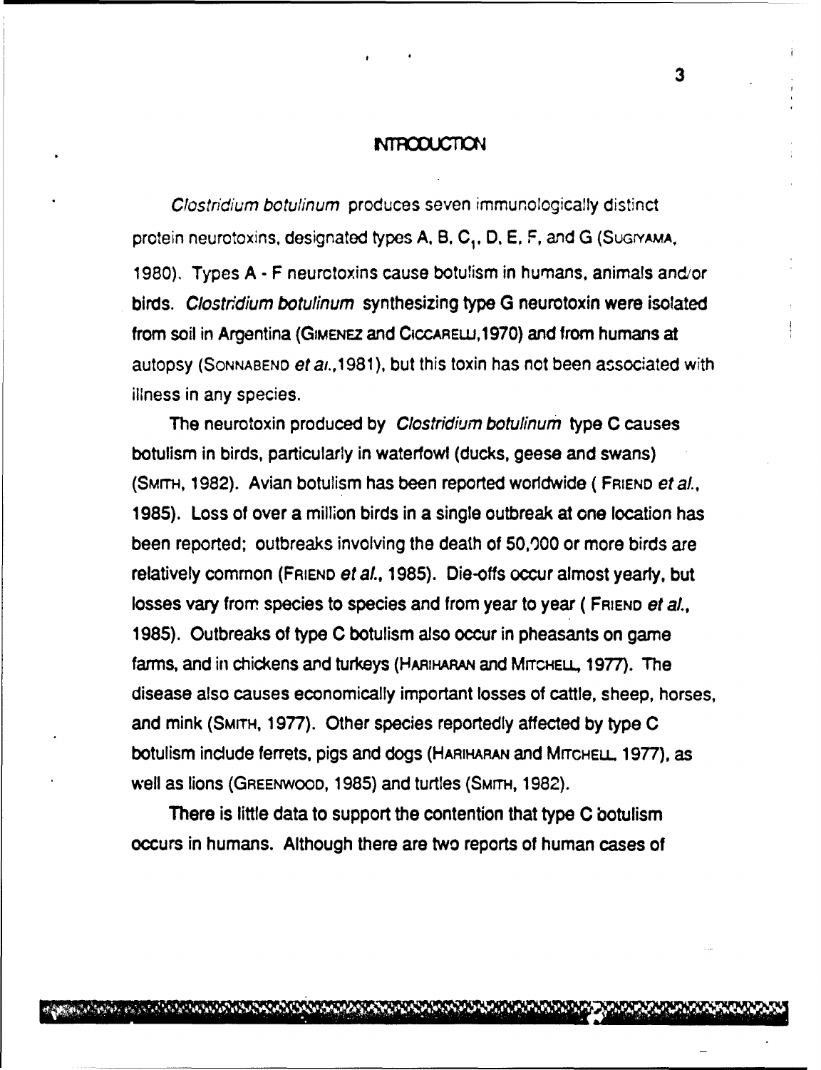# INTRODUCTION

*Clostridium botulinum* produces seven immunologically distinct protein neurotoxins, designated types A, B, $C_1$, D, E, F, and G (SUGIYAMA, 1980). Types A - F neurotoxins cause botulism in humans, animals and/or birds. *Clostridium botulinum* synthesizing type G neurotoxin were isolated from soil in Argentina (GIMENEZ and CICCARELLI, 1970) and from humans at autopsy (SONNABEND *et al.*, 1981), but this toxin has not been associated with illness in any species.

The neurotoxin produced by *Clostridium botulinum* type C causes botulism in birds, particularly in waterfowl (ducks, geese and swans) (SMITH, 1982). Avian botulism has been reported worldwide ( FRIEND *et al.*, 1985). Loss of over a million birds in a single outbreak at one location has been reported; outbreaks involving the death of 50,000 or more birds are relatively common (FRIEND *et al.*, 1985). Die-offs occur almost yearly, but losses vary from species to species and from year to year ( FRIEND *et al.*, 1985). Outbreaks of type C botulism also occur in pheasants on game farms, and in chickens and turkeys (HARIHARAN and MITCHELL, 1977). The disease also causes economically important losses of cattle, sheep, horses, and mink (SMITH, 1977). Other species reportedly affected by type C botulism include ferrets, pigs and dogs (HARIHARAN and MITCHELL, 1977), as well as lions (GREENWOOD, 1985) and turtles (SMITH, 1982).

There is little data to support the contention that type C botulism occurs in humans. Although there are two reports of human cases of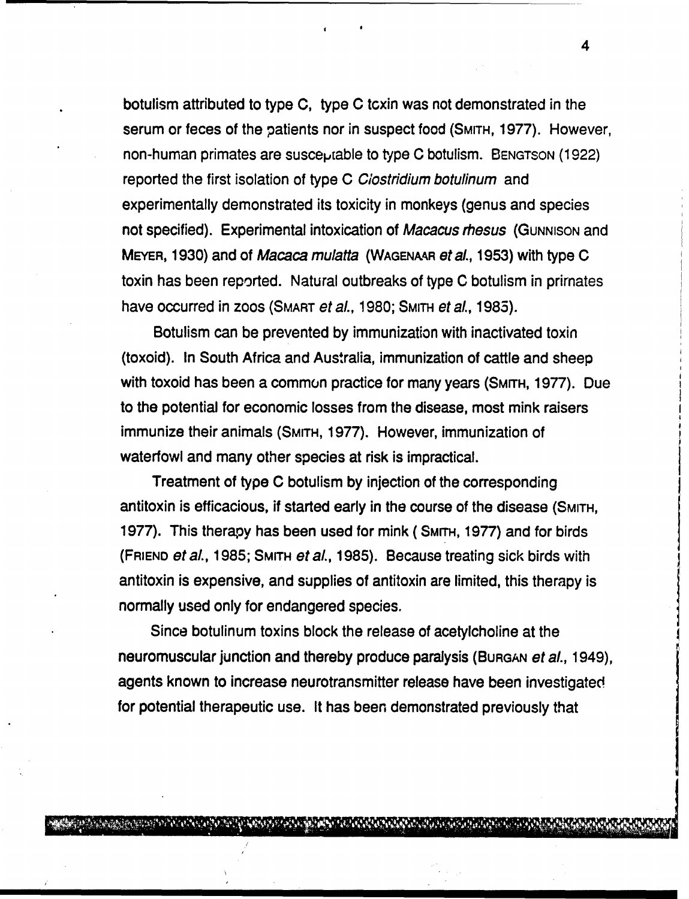botulism attributed to type C, type C toxin was not demonstrated in the serum or feces of the patients nor in suspect food (SMITH, 1977). However, non-human primates are susceptable to type C botulism. BENGTSON (1922) reported the first isolation of type C *Clostridium botulinum* and experimentally demonstrated its toxicity in monkeys (genus and species not specified). Experimental intoxication of *Macacus rhesus* (GUNNISON and MEYER, 1930) and of *Macaca mulatta* (WAGENAAR *et al.*, 1953) with type C toxin has been reported. Natural outbreaks of type C botulism in primates have occurred in zoos (SMART *et al.*, 1980; SMITH *et al.*, 1985).

Botulism can be prevented by immunization with inactivated toxin (toxoid). In South Africa and Australia, immunization of cattle and sheep with toxoid has been a common practice for many years (SMITH, 1977). Due to the potential for economic losses from the disease, most mink raisers immunize their animals (SMITH, 1977). However, immunization of waterfowl and many other species at risk is impractical.

Treatment of type C botulism by injection of the corresponding antitoxin is efficacious, if started early in the course of the disease (SMITH, 1977). This therapy has been used for mink ( SMITH, 1977) and for birds (FRIEND *et al.*, 1985; SMITH *et al.*, 1985). Because treating sick birds with antitoxin is expensive, and supplies of antitoxin are limited, this therapy is normally used only for endangered species.

Since botulinum toxins block the release of acetylcholine at the neuromuscular junction and thereby produce paralysis (BURGAN *et al.*, 1949), agents known to increase neurotransmitter release have been investigated for potential therapeutic use. It has been demonstrated previously that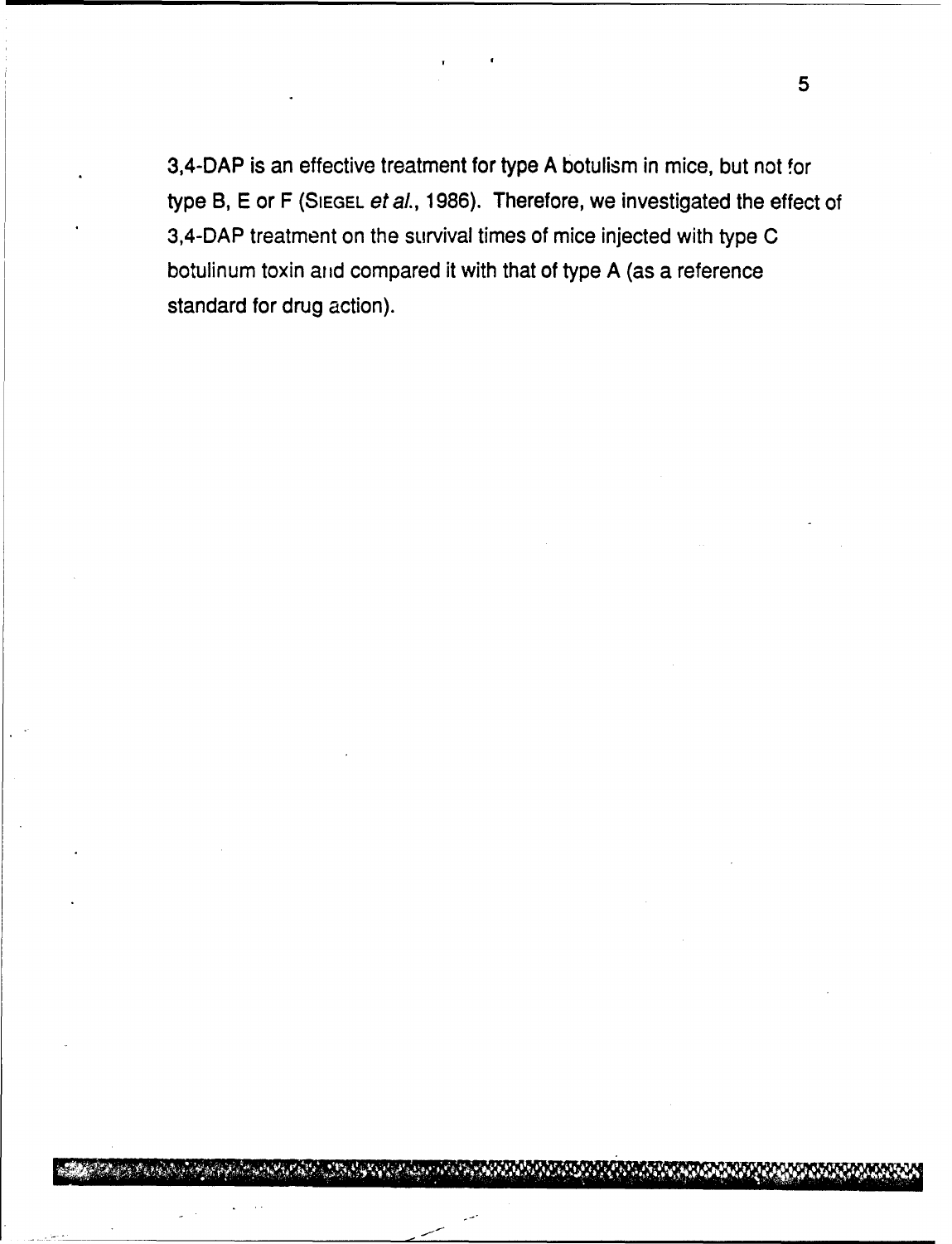3,4-DAP is an effective treatment for type A botulism in mice, but not for type B, E or F (SIEGEL *et al.*, 1986). Therefore, we investigated the effect of 3,4-DAP treatment on the survival times of mice injected with type C botulinum toxin and compared it with that of type A (as a reference standard for drug action).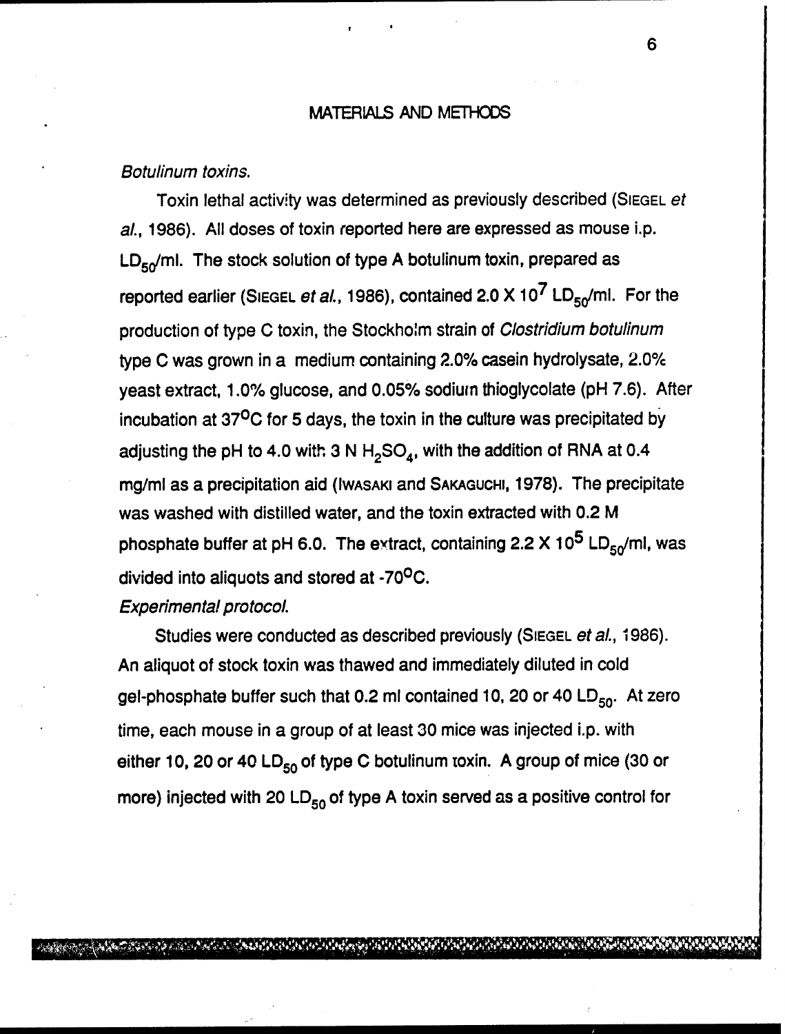# MATERIALS AND METHODS

*Botulinum toxins.*

Toxin lethal activity was determined as previously described (SIEGEL *et al.*, 1986). All doses of toxin reported here are expressed as mouse i.p. $LD_{50}$/ml. The stock solution of type A botulinum toxin, prepared as reported earlier (SIEGEL *et al.*, 1986), contained 2.0 X $10^7$ $LD_{50}$/ml. For the production of type C toxin, the Stockholm strain of *Clostridium botulinum* type C was grown in a medium containing 2.0% casein hydrolysate, 2.0% yeast extract, 1.0% glucose, and 0.05% sodium thioglycolate (pH 7.6). After incubation at 37°C for 5 days, the toxin in the culture was precipitated by adjusting the pH to 4.0 with 3 N $H_2SO_4$, with the addition of RNA at 0.4 mg/ml as a precipitation aid (IWASAKI and SAKAGUCHI, 1978). The precipitate was washed with distilled water, and the toxin extracted with 0.2 M phosphate buffer at pH 6.0. The extract, containing 2.2 X $10^5$ $LD_{50}$/ml, was divided into aliquots and stored at -70°C.

*Experimental protocol.*

Studies were conducted as described previously (SIEGEL *et al.*, 1986). An aliquot of stock toxin was thawed and immediately diluted in cold gel-phosphate buffer such that 0.2 ml contained 10, 20 or 40 $LD_{50}$. At zero time, each mouse in a group of at least 30 mice was injected i.p. with either 10, 20 or 40 $LD_{50}$ of type C botulinum toxin. A group of mice (30 or more) injected with 20 $LD_{50}$ of type A toxin served as a positive control for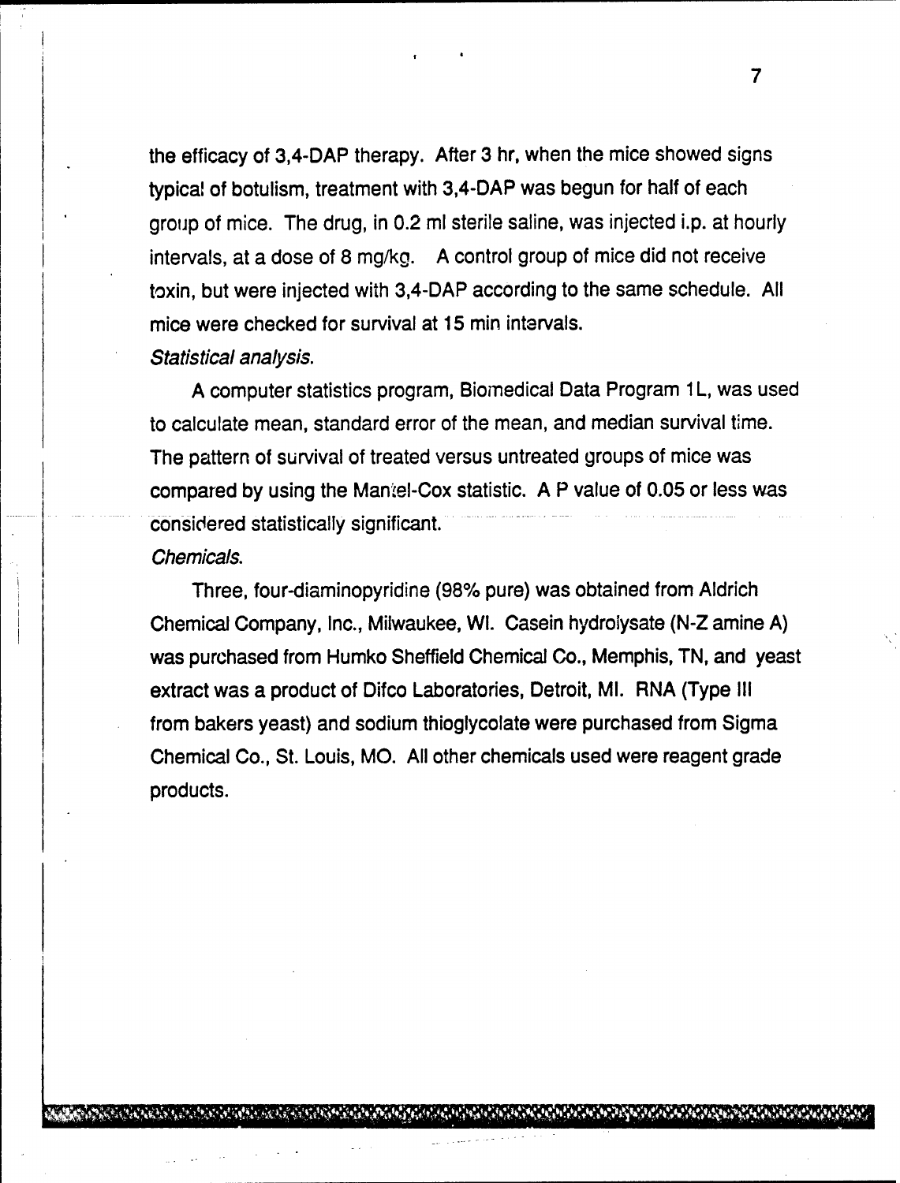the efficacy of 3,4-DAP therapy. After 3 hr, when the mice showed signs typical of botulism, treatment with 3,4-DAP was begun for half of each group of mice. The drug, in 0.2 ml sterile saline, was injected i.p. at hourly intervals, at a dose of 8 mg/kg. A control group of mice did not receive toxin, but were injected with 3,4-DAP according to the same schedule. All mice were checked for survival at 15 min intervals.

*Statistical analysis.*

A computer statistics program, Biomedical Data Program 1L, was used to calculate mean, standard error of the mean, and median survival time. The pattern of survival of treated versus untreated groups of mice was compared by using the Mantel-Cox statistic. A P value of 0.05 or less was considered statistically significant.

*Chemicals.*

Three, four-diaminopyridine (98% pure) was obtained from Aldrich Chemical Company, Inc., Milwaukee, WI. Casein hydrolysate (N-Z amine A) was purchased from Humko Sheffield Chemical Co., Memphis, TN, and yeast extract was a product of Difco Laboratories, Detroit, MI. RNA (Type III from bakers yeast) and sodium thioglycolate were purchased from Sigma Chemical Co., St. Louis, MO. All other chemicals used were reagent grade products.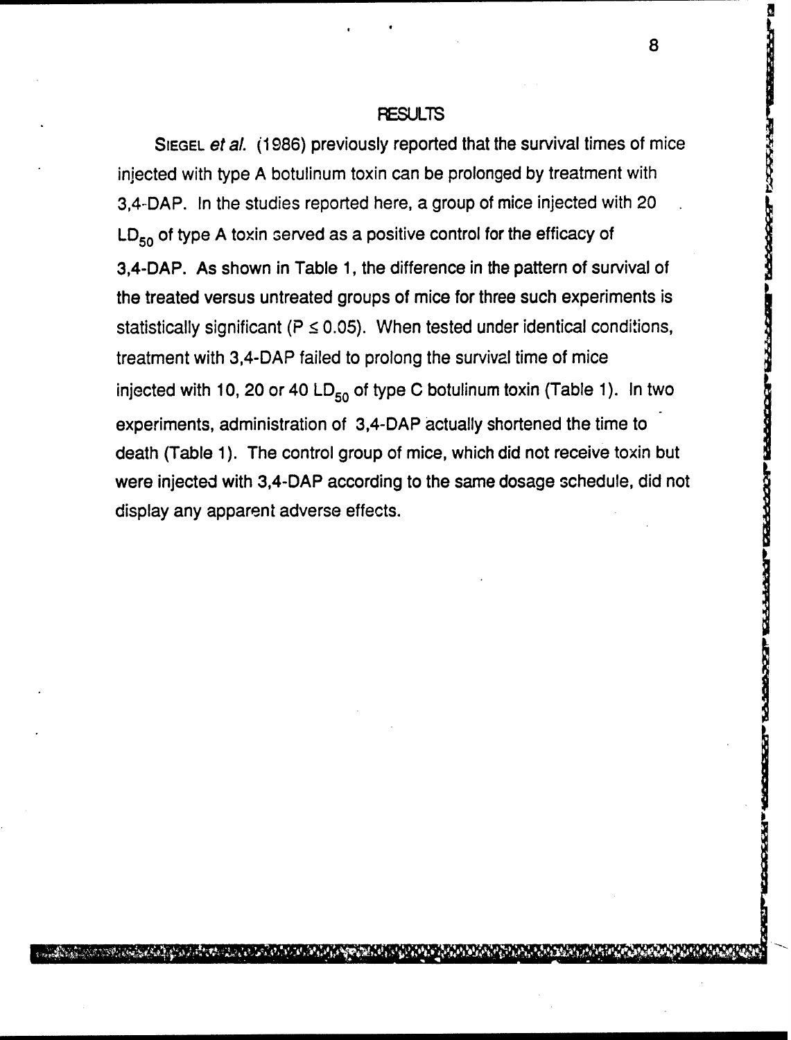## RESULTS

Siegel *et al.* (1986) previously reported that the survival times of mice injected with type A botulinum toxin can be prolonged by treatment with 3,4-DAP. In the studies reported here, a group of mice injected with 20 $LD_{50}$ of type A toxin served as a positive control for the efficacy of 3,4-DAP. As shown in Table 1, the difference in the pattern of survival of the treated versus untreated groups of mice for three such experiments is statistically significant ($P \leq 0.05$). When tested under identical conditions, treatment with 3,4-DAP failed to prolong the survival time of mice injected with 10, 20 or 40 $LD_{50}$ of type C botulinum toxin (Table 1). In two experiments, administration of 3,4-DAP actually shortened the time to death (Table 1). The control group of mice, which did not receive toxin but were injected with 3,4-DAP according to the same dosage schedule, did not display any apparent adverse effects.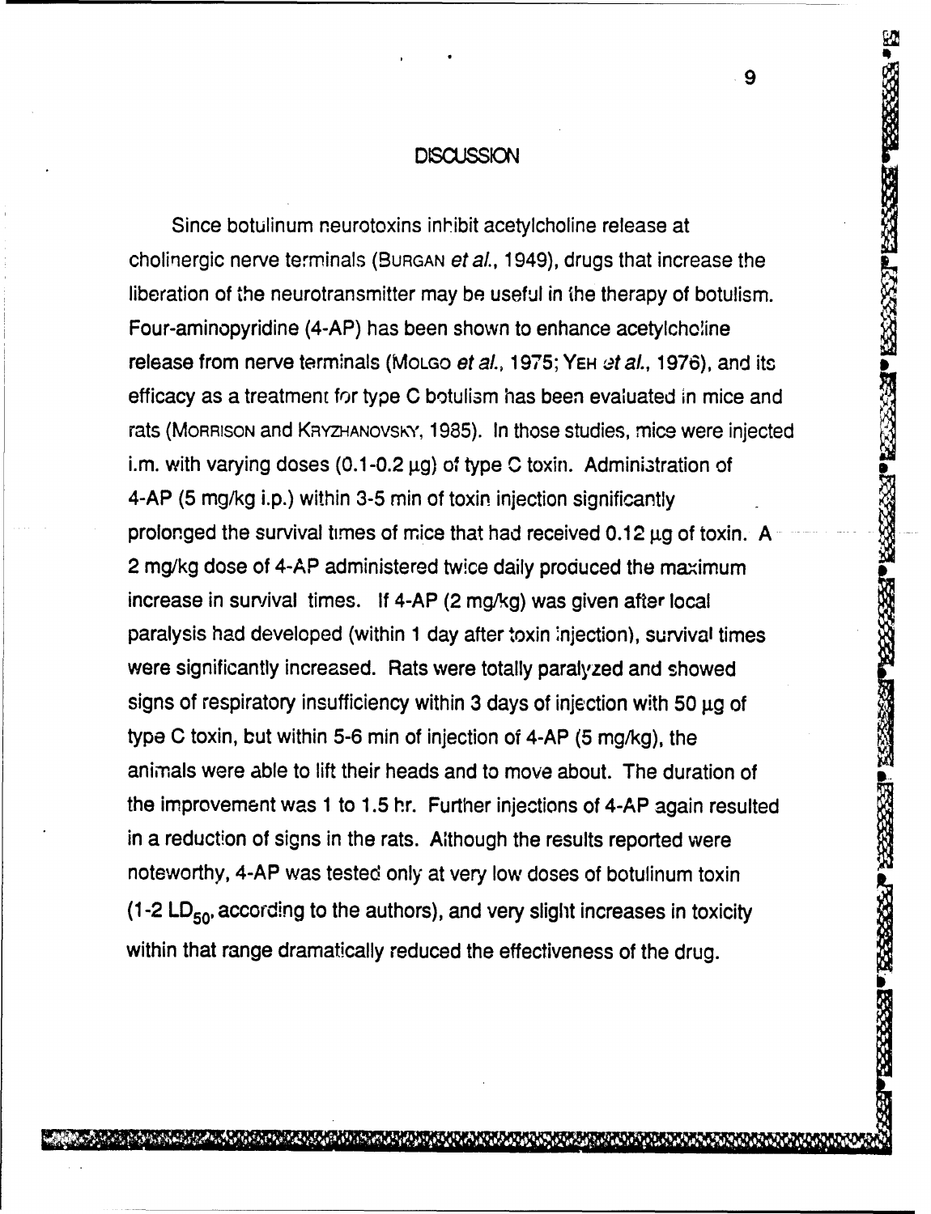## DISCUSSION

Since botulinum neurotoxins inhibit acetylcholine release at cholinergic nerve terminals (BURGAN *et al.*, 1949), drugs that increase the liberation of the neurotransmitter may be useful in the therapy of botulism. Four-aminopyridine (4-AP) has been shown to enhance acetylcholine release from nerve terminals (MOLGO *et al.*, 1975; YEH *et al.*, 1976), and its efficacy as a treatment for type C botulism has been evaluated in mice and rats (MORRISON and KRYZHANOVSKY, 1985). In those studies, mice were injected i.m. with varying doses (0.1-0.2 µg) of type C toxin. Administration of 4-AP (5 mg/kg i.p.) within 3-5 min of toxin injection significantly prolonged the survival times of mice that had received 0.12 µg of toxin. A 2 mg/kg dose of 4-AP administered twice daily produced the maximum increase in survival times. If 4-AP (2 mg/kg) was given after local paralysis had developed (within 1 day after toxin injection), survival times were significantly increased. Rats were totally paralyzed and showed signs of respiratory insufficiency within 3 days of injection with 50 µg of type C toxin, but within 5-6 min of injection of 4-AP (5 mg/kg), the animals were able to lift their heads and to move about. The duration of the improvement was 1 to 1.5 hr. Further injections of 4-AP again resulted in a reduction of signs in the rats. Although the results reported were noteworthy, 4-AP was tested only at very low doses of botulinum toxin (1-2 $LD_{50}$, according to the authors), and very slight increases in toxicity within that range dramatically reduced the effectiveness of the drug.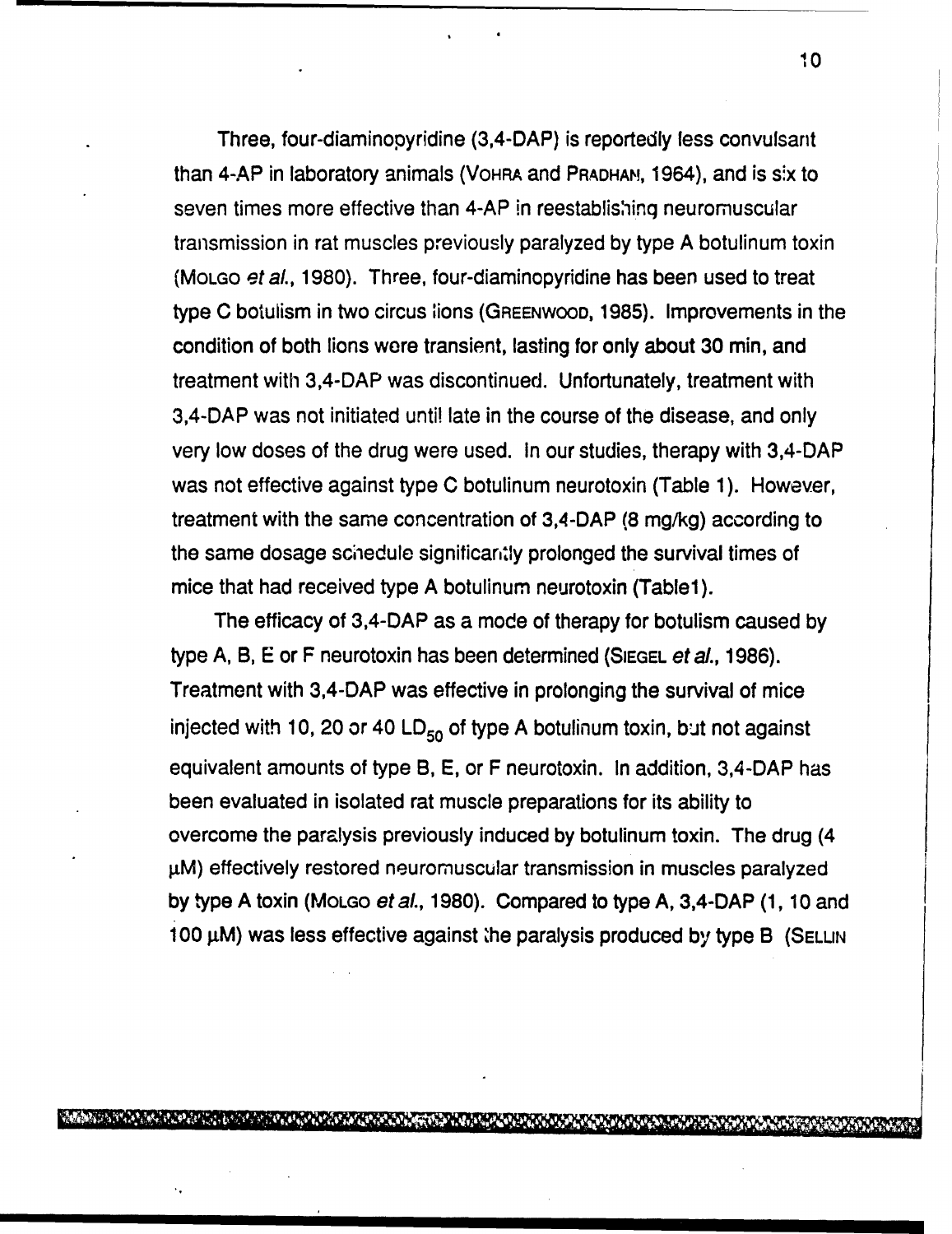Three, four-diaminopyridine (3,4-DAP) is reportedly less convulsant than 4-AP in laboratory animals (VOHRA and PRADHAN, 1964), and is six to seven times more effective than 4-AP in reestablishing neuromuscular transmission in rat muscles previously paralyzed by type A botulinum toxin (MOLGO *et al.*, 1980). Three, four-diaminopyridine has been used to treat type C botulism in two circus lions (GREENWOOD, 1985). Improvements in the condition of both lions were transient, lasting for only about 30 min, and treatment with 3,4-DAP was discontinued. Unfortunately, treatment with 3,4-DAP was not initiated until late in the course of the disease, and only very low doses of the drug were used. In our studies, therapy with 3,4-DAP was not effective against type C botulinum neurotoxin (Table 1). However, treatment with the same concentration of 3,4-DAP (8 mg/kg) according to the same dosage schedule significantly prolonged the survival times of mice that had received type A botulinum neurotoxin (Table1).

The efficacy of 3,4-DAP as a mode of therapy for botulism caused by type A, B, E or F neurotoxin has been determined (SIEGEL *et al.*, 1986). Treatment with 3,4-DAP was effective in prolonging the survival of mice injected with 10, 20 or 40 $LD_{50}$ of type A botulinum toxin, but not against equivalent amounts of type B, E, or F neurotoxin. In addition, 3,4-DAP has been evaluated in isolated rat muscle preparations for its ability to overcome the paralysis previously induced by botulinum toxin. The drug (4 µM) effectively restored neuromuscular transmission in muscles paralyzed by type A toxin (MOLGO *et al.*, 1980). Compared to type A, 3,4-DAP (1, 10 and 100 µM) was less effective against the paralysis produced by type B (SELLIN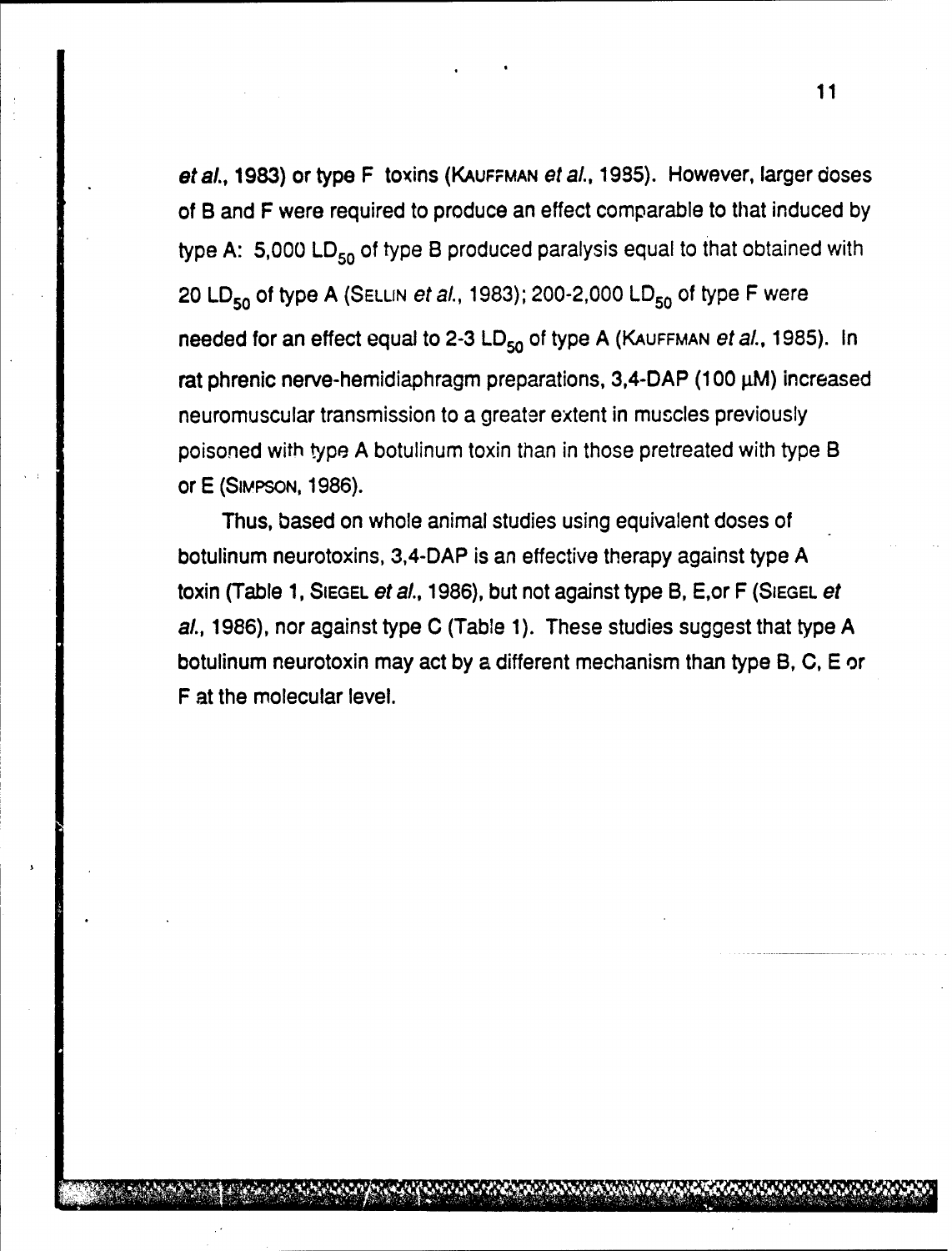*et al.*, 1983) or type F toxins (KAUFFMAN *et al.*, 1985). However, larger doses of B and F were required to produce an effect comparable to that induced by type A: 5,000 $LD_{50}$ of type B produced paralysis equal to that obtained with 20 $LD_{50}$ of type A (SELLIN *et al.*, 1983); 200-2,000 $LD_{50}$ of type F were needed for an effect equal to 2-3 $LD_{50}$ of type A (KAUFFMAN *et al.*, 1985). In rat phrenic nerve-hemidiaphragm preparations, 3,4-DAP (100 μM) increased neuromuscular transmission to a greater extent in muscles previously poisoned with type A botulinum toxin than in those pretreated with type B or E (SIMPSON, 1986).

Thus, based on whole animal studies using equivalent doses of botulinum neurotoxins, 3,4-DAP is an effective therapy against type A toxin (Table 1, SIEGEL *et al.*, 1986), but not against type B, E,or F (SIEGEL *et al.*, 1986), nor against type C (Table 1). These studies suggest that type A botulinum neurotoxin may act by a different mechanism than type B, C, E or F at the molecular level.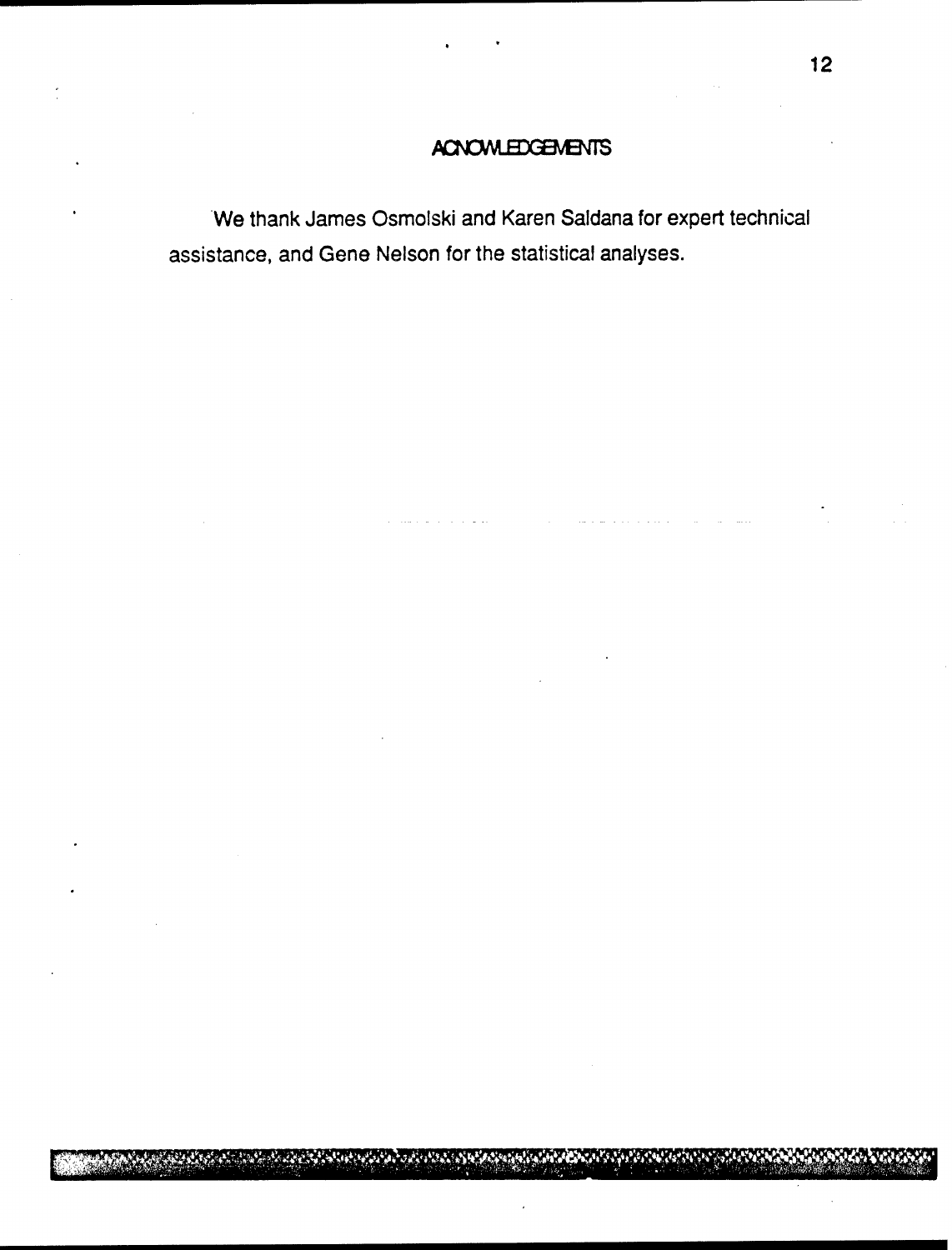## ACKNOWLEDGEMENTS

We thank James Osmolski and Karen Saldana for expert technical assistance, and Gene Nelson for the statistical analyses.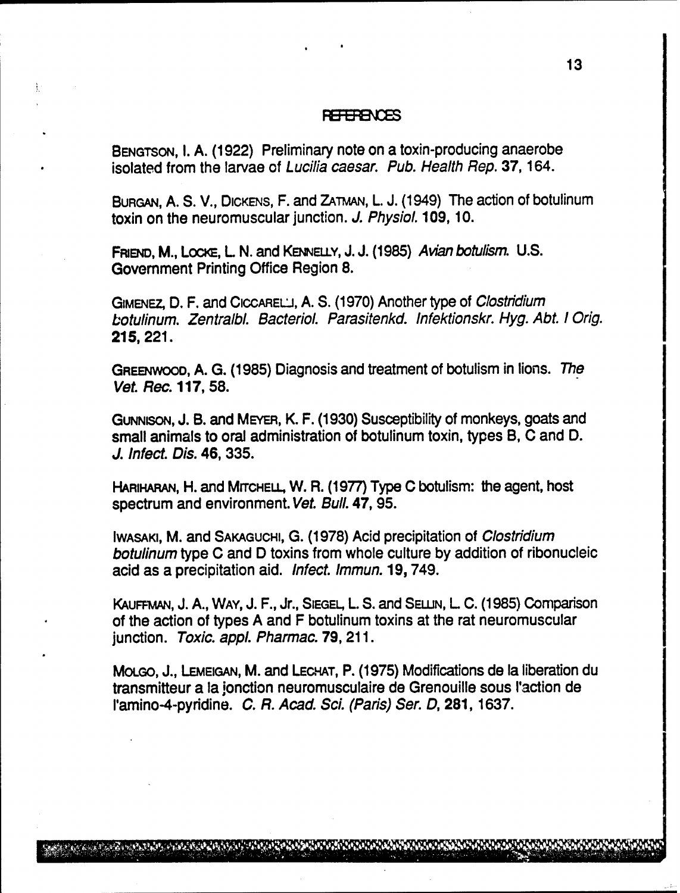## REFERENCES

BENGTSON, I. A. (1922) Preliminary note on a toxin-producing anaerobe isolated from the larvae of *Lucilia caesar. Pub. Health Rep.* **37**, 164.

BURGAN, A. S. V., DICKENS, F. and ZATMAN, L. J. (1949) The action of botulinum toxin on the neuromuscular junction. *J. Physiol.* **109**, 10.

FRIEND, M., LOCKE, L. N. and KENNELLY, J. J. (1985) *Avian botulism.* U.S. Government Printing Office Region 8.

GIMENEZ, D. F. and CICCARELLI, A. S. (1970) Another type of *Clostridium botulinum. Zentralbl. Bacteriol. Parasitenkd. Infektionskr. Hyg. Abt. I Orig.* **215**, 221.

GREENWOOD, A. G. (1985) Diagnosis and treatment of botulism in lions. *The Vet. Rec.* **117**, 58.

GUNNISON, J. B. and MEYER, K. F. (1930) Susceptibility of monkeys, goats and small animals to oral administration of botulinum toxin, types B, C and D. *J. Infect. Dis.* **46**, 335.

HARIHARAN, H. and MITCHELL, W. R. (1977) Type C botulism: the agent, host spectrum and environment. *Vet. Bull.* **47**, 95.

IWASAKI, M. and SAKAGUCHI, G. (1978) Acid precipitation of *Clostridium botulinum* type C and D toxins from whole culture by addition of ribonucleic acid as a precipitation aid. *Infect. Immun.* **19**, 749.

KAUFFMAN, J. A., WAY, J. F., Jr., SIEGEL, L. S. and SELLIN, L. C. (1985) Comparison of the action of types A and F botulinum toxins at the rat neuromuscular junction. *Toxic. appl. Pharmac.* **79**, 211.

MOLGO, J., LEMEIGAN, M. and LECHAT, P. (1975) Modifications de la liberation du transmitteur a la jonction neuromusculaire de Grenouille sous l'action de l'amino-4-pyridine. *C. R. Acad. Sci. (Paris) Ser. D*, **281**, 1637.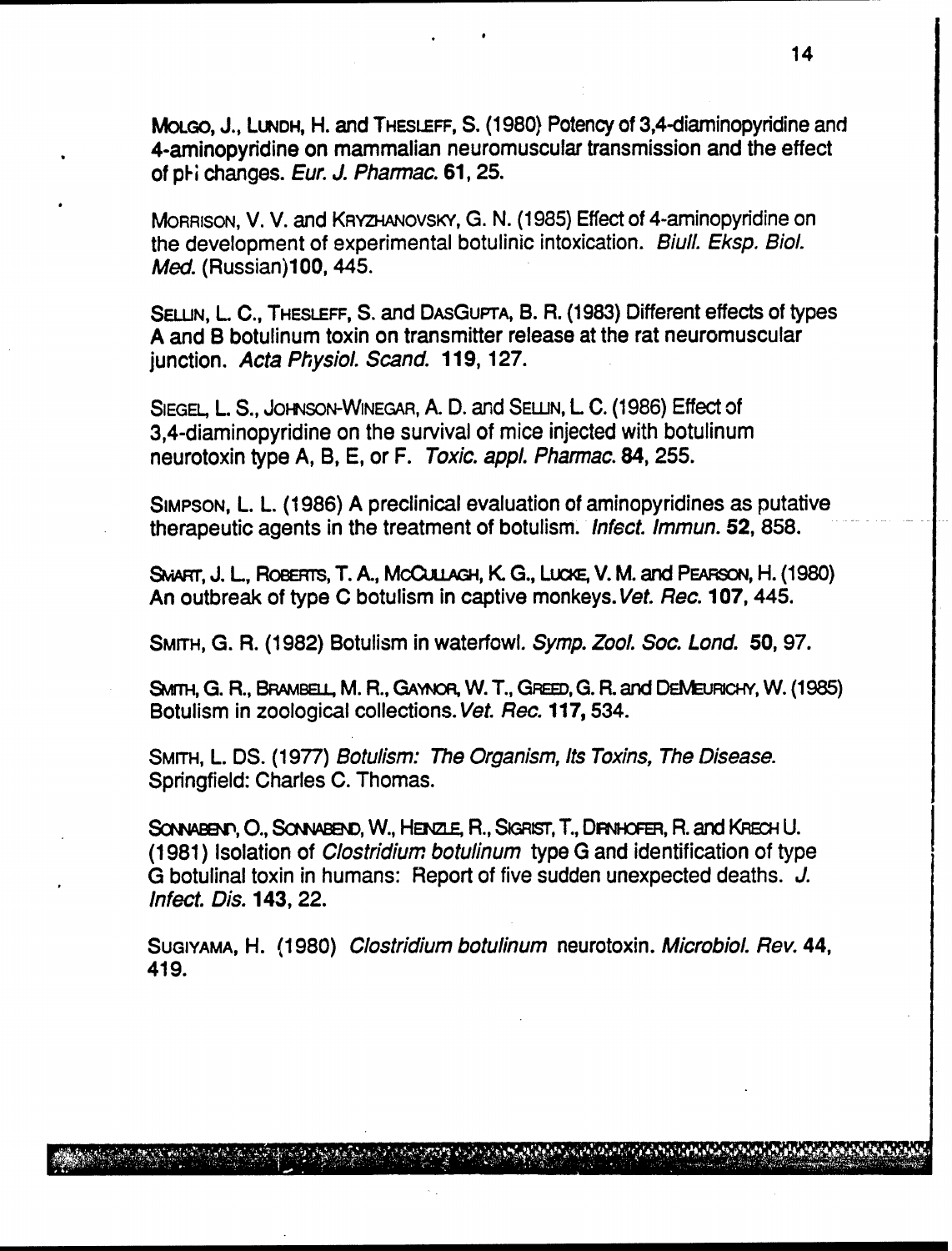MOLGO, J., LUNDH, H. and THESLEFF, S. (1980) Potency of 3,4-diaminopyridine and 4-aminopyridine on mammalian neuromuscular transmission and the effect of pH changes. *Eur. J. Pharmac.* **61**, 25.

MORRISON, V. V. and KRYZHANOVSKY, G. N. (1985) Effect of 4-aminopyridine on the development of experimental botulinic intoxication. *Biull. Eksp. Biol. Med.* (Russian)**100**, 445.

SELLIN, L. C., THESLEFF, S. and DASGUPTA, B. R. (1983) Different effects of types A and B botulinum toxin on transmitter release at the rat neuromuscular junction. *Acta Physiol. Scand.* **119**, 127.

SIEGEL, L. S., JOHNSON-WINEGAR, A. D. and SELLIN, L. C. (1986) Effect of 3,4-diaminopyridine on the survival of mice injected with botulinum neurotoxin type A, B, E, or F. *Toxic. appl. Pharmac.* **84**, 255.

SIMPSON, L. L. (1986) A preclinical evaluation of aminopyridines as putative therapeutic agents in the treatment of botulism. *Infect. Immun.* **52**, 858.

SMART, J. L., ROBERTS, T. A., MCCULLAGH, K. G., LUCKE, V. M. and PEARSON, H. (1980) An outbreak of type C botulism in captive monkeys. *Vet. Rec.* **107**, 445.

SMITH, G. R. (1982) Botulism in waterfowl. *Symp. Zool. Soc. Lond.* **50**, 97.

SMITH, G. R., BRAMBELL, M. R., GAYNOR, W. T., GREED, G. R. and DEMEURICHY, W. (1985) Botulism in zoological collections. *Vet. Rec.* **117**, 534.

SMITH, L. DS. (1977) *Botulism: The Organism, Its Toxins, The Disease.* Springfield: Charles C. Thomas.

SONNABEND, O., SONNABEND, W., HEINZLE, R., SIGRIST, T., DIRNHOFER, R. and KRECH U. (1981) Isolation of *Clostridium botulinum* type G and identification of type G botulinal toxin in humans: Report of five sudden unexpected deaths. *J. Infect. Dis.* **143**, 22.

SUGIYAMA, H. (1980) *Clostridium botulinum* neurotoxin. *Microbiol. Rev.* **44**, 419.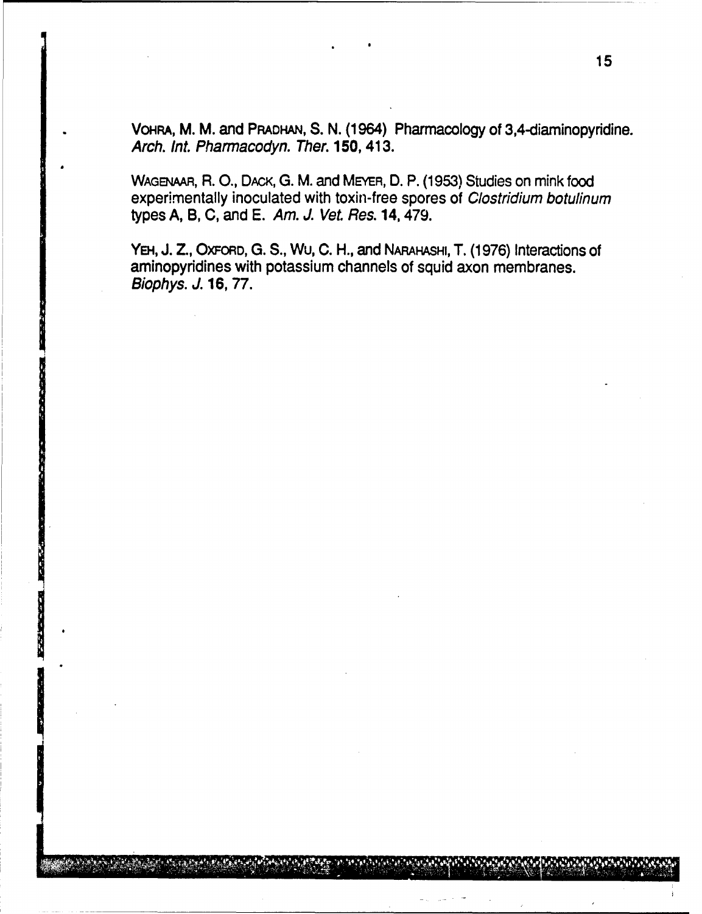VOHRA, M. M. and PRADHAN, S. N. (1964) Pharmacology of 3,4-diaminopyridine. *Arch. Int. Pharmacodyn. Ther.* **150**, 413.

WAGENAAR, R. O., DACK, G. M. and MEYER, D. P. (1953) Studies on mink food experimentally inoculated with toxin-free spores of *Clostridium botulinum* types A, B, C, and E. *Am. J. Vet. Res.* **14**, 479.

YEH, J. Z., OXFORD, G. S., WU, C. H., and NARAHASHI, T. (1976) Interactions of aminopyridines with potassium channels of squid axon membranes. *Biophys. J.* **16**, 77.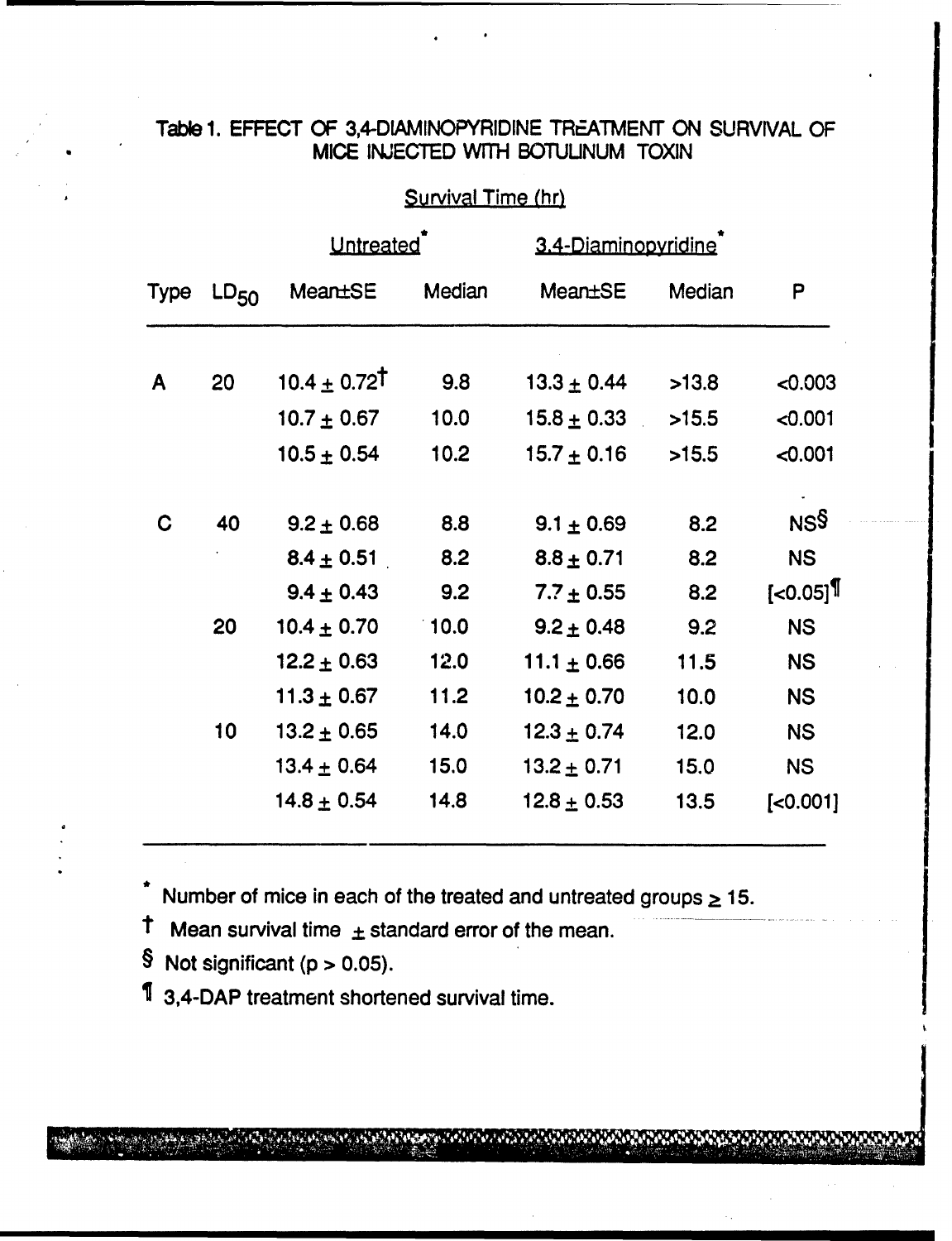Table 1. EFFECT OF 3,4-DIAMINOPYRIDINE TREATMENT ON SURVIVAL OF MICE INJECTED WITH BOTULINUM TOXIN

| | | Survival Time (hr) | | | | |
|---|---|---|---|---|---|---|
| | | Untreated* | | 3,4-Diaminopyridine* | | |
| Type | $LD_{50}$ | Mean±SE | Median | Mean±SE | Median | P |
| A | 20 | 10.4 ± 0.72† | 9.8 | 13.3 ± 0.44 | >13.8 | <0.003 |
| | | 10.7 ± 0.67 | 10.0 | 15.8 ± 0.33 | >15.5 | <0.001 |
| | | 10.5 ± 0.54 | 10.2 | 15.7 ± 0.16 | >15.5 | <0.001 |
| C | 40 | 9.2 ± 0.68 | 8.8 | 9.1 ± 0.69 | 8.2 | NS§ |
| | | 8.4 ± 0.51 | 8.2 | 8.8 ± 0.71 | 8.2 | NS |
| | | 9.4 ± 0.43 | 9.2 | 7.7 ± 0.55 | 8.2 | [<0.05]¶ |
| | 20 | 10.4 ± 0.70 | 10.0 | 9.2 ± 0.48 | 9.2 | NS |
| | | 12.2 ± 0.63 | 12.0 | 11.1 ± 0.66 | 11.5 | NS |
| | | 11.3 ± 0.67 | 11.2 | 10.2 ± 0.70 | 10.0 | NS |
| | 10 | 13.2 ± 0.65 | 14.0 | 12.3 ± 0.74 | 12.0 | NS |
| | | 13.4 ± 0.64 | 15.0 | 13.2 ± 0.71 | 15.0 | NS |
| | | 14.8 ± 0.54 | 14.8 | 12.8 ± 0.53 | 13.5 | [<0.001] |

* Number of mice in each of the treated and untreated groups ≥ 15.

† Mean survival time ± standard error of the mean.

§ Not significant ($p > 0.05$).

¶ 3,4-DAP treatment shortened survival time.